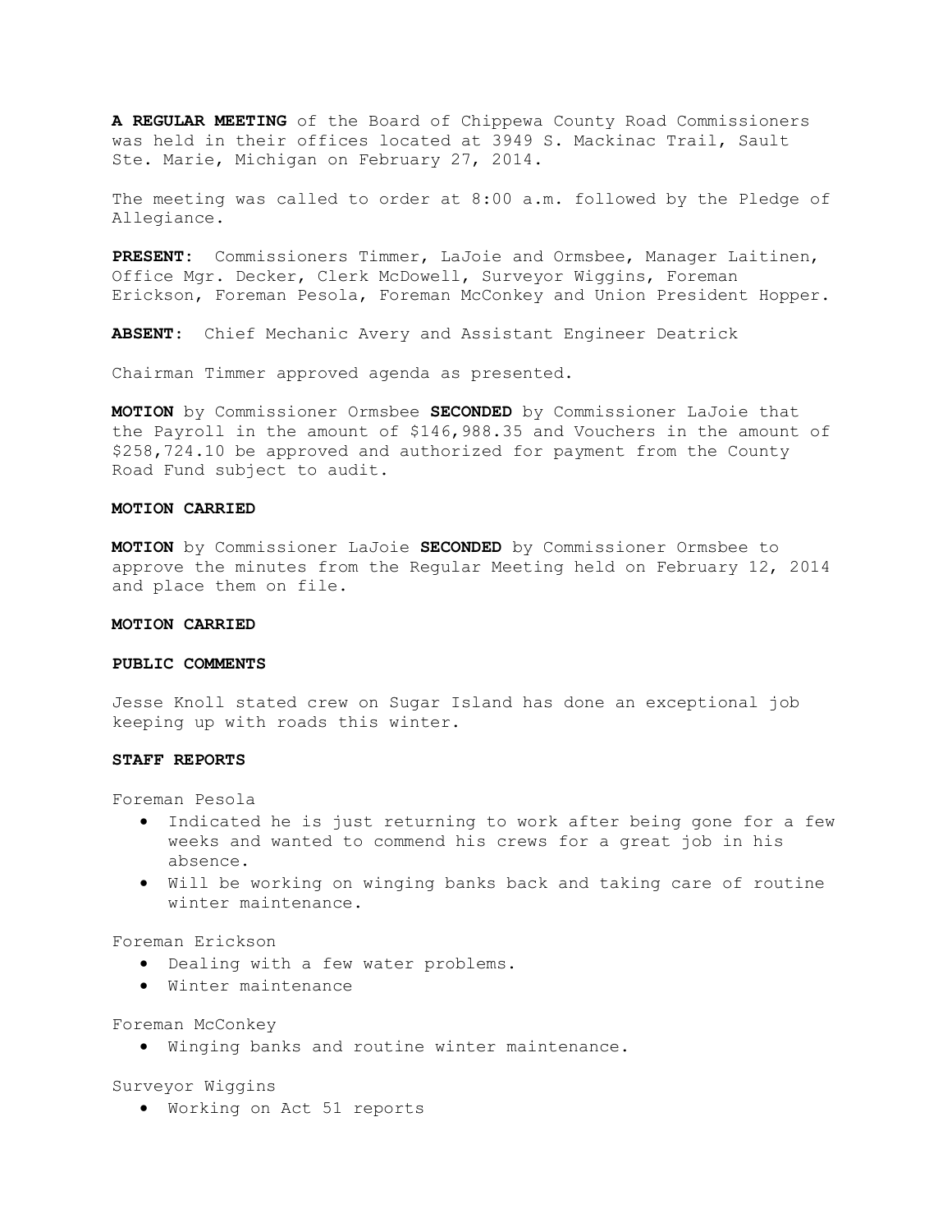**A REGULAR MEETING** of the Board of Chippewa County Road Commissioners was held in their offices located at 3949 S. Mackinac Trail, Sault Ste. Marie, Michigan on February 27, 2014.

The meeting was called to order at 8:00 a.m. followed by the Pledge of Allegiance.

**PRESENT:** Commissioners Timmer, LaJoie and Ormsbee, Manager Laitinen, Office Mgr. Decker, Clerk McDowell, Surveyor Wiggins, Foreman Erickson, Foreman Pesola, Foreman McConkey and Union President Hopper.

**ABSENT:** Chief Mechanic Avery and Assistant Engineer Deatrick

Chairman Timmer approved agenda as presented.

**MOTION** by Commissioner Ormsbee **SECONDED** by Commissioner LaJoie that the Payroll in the amount of $146,988.35 and Vouchers in the amount of $258,724.10 be approved and authorized for payment from the County Road Fund subject to audit.

**MOTION CARRIED**

**MOTION** by Commissioner LaJoie **SECONDED** by Commissioner Ormsbee to approve the minutes from the Regular Meeting held on February 12, 2014 and place them on file.

**MOTION CARRIED**

**PUBLIC COMMENTS**

Jesse Knoll stated crew on Sugar Island has done an exceptional job keeping up with roads this winter.

**STAFF REPORTS**

Foreman Pesola

- Indicated he is just returning to work after being gone for a few weeks and wanted to commend his crews for a great job in his absence.
- Will be working on winging banks back and taking care of routine winter maintenance.

Foreman Erickson

- Dealing with a few water problems.
- Winter maintenance

Foreman McConkey

- Winging banks and routine winter maintenance.

Surveyor Wiggins

- Working on Act 51 reports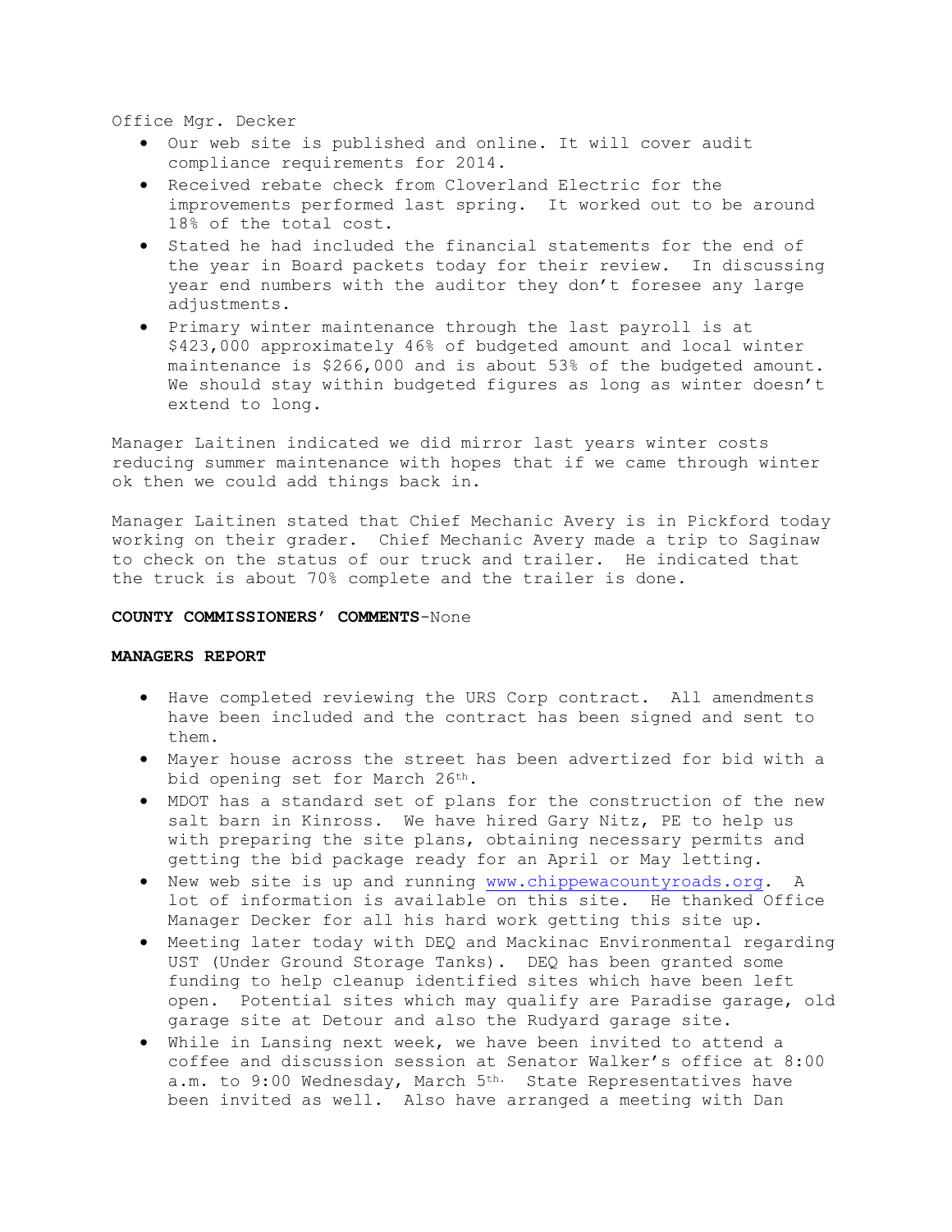Office Mgr. Decker

- Our web site is published and online. It will cover audit compliance requirements for 2014.
- Received rebate check from Cloverland Electric for the improvements performed last spring. It worked out to be around 18% of the total cost.
- Stated he had included the financial statements for the end of the year in Board packets today for their review. In discussing year end numbers with the auditor they don't foresee any large adjustments.
- Primary winter maintenance through the last payroll is at $423,000 approximately 46% of budgeted amount and local winter maintenance is $266,000 and is about 53% of the budgeted amount. We should stay within budgeted figures as long as winter doesn't extend to long.

Manager Laitinen indicated we did mirror last years winter costs reducing summer maintenance with hopes that if we came through winter ok then we could add things back in.

Manager Laitinen stated that Chief Mechanic Avery is in Pickford today working on their grader. Chief Mechanic Avery made a trip to Saginaw to check on the status of our truck and trailer. He indicated that the truck is about 70% complete and the trailer is done.

**COUNTY COMMISSIONERS' COMMENTS**-None

**MANAGERS REPORT**

- Have completed reviewing the URS Corp contract. All amendments have been included and the contract has been signed and sent to them.
- Mayer house across the street has been advertized for bid with a bid opening set for March 26th.
- MDOT has a standard set of plans for the construction of the new salt barn in Kinross. We have hired Gary Nitz, PE to help us with preparing the site plans, obtaining necessary permits and getting the bid package ready for an April or May letting.
- New web site is up and running www.chippewacountyroads.org. A lot of information is available on this site. He thanked Office Manager Decker for all his hard work getting this site up.
- Meeting later today with DEQ and Mackinac Environmental regarding UST (Under Ground Storage Tanks). DEQ has been granted some funding to help cleanup identified sites which have been left open. Potential sites which may qualify are Paradise garage, old garage site at Detour and also the Rudyard garage site.
- While in Lansing next week, we have been invited to attend a coffee and discussion session at Senator Walker's office at 8:00 a.m. to 9:00 Wednesday, March 5th. State Representatives have been invited as well. Also have arranged a meeting with Dan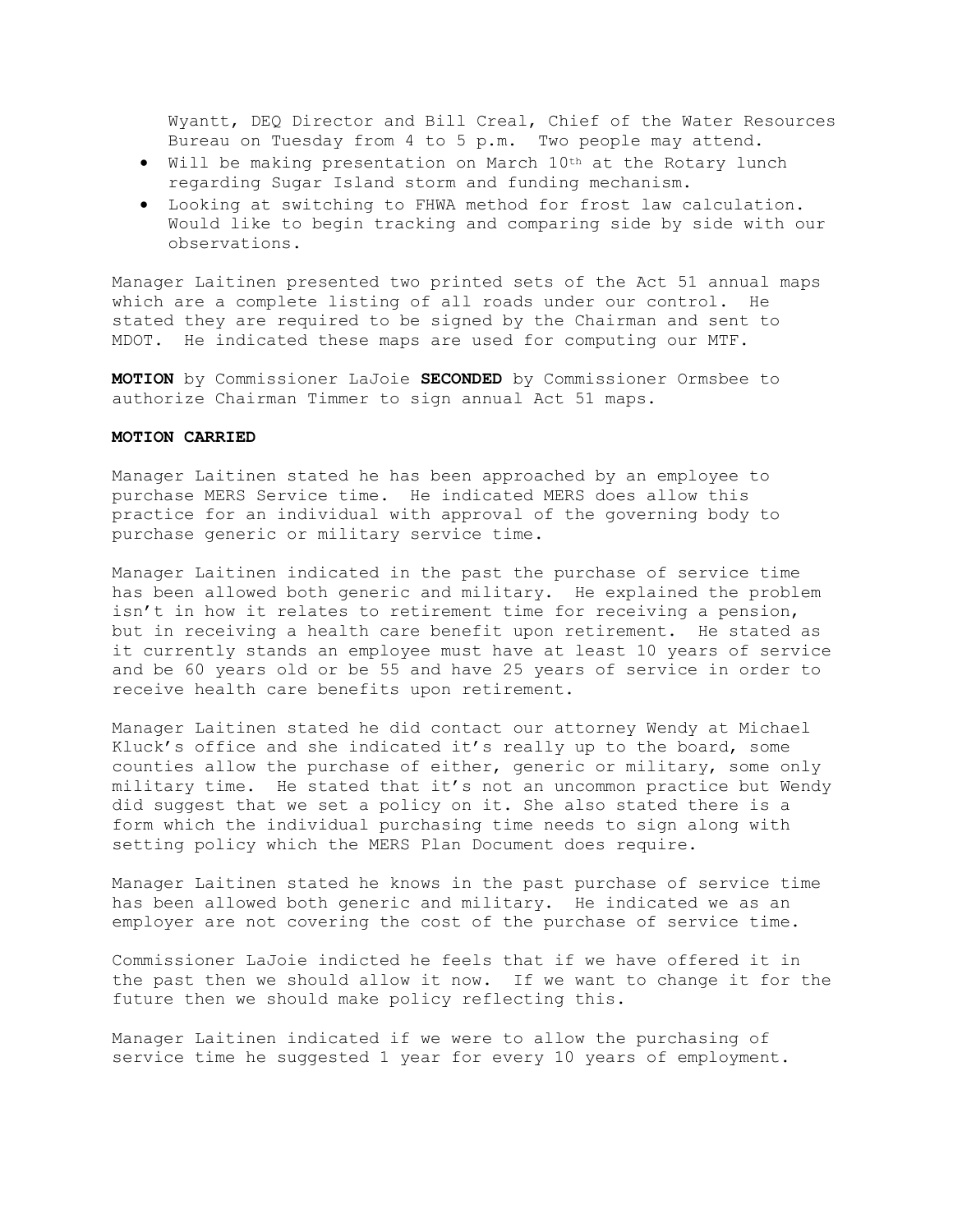Wyantt, DEQ Director and Bill Creal, Chief of the Water Resources Bureau on Tuesday from 4 to 5 p.m. Two people may attend.

- Will be making presentation on March 10th at the Rotary lunch regarding Sugar Island storm and funding mechanism.
- Looking at switching to FHWA method for frost law calculation. Would like to begin tracking and comparing side by side with our observations.

Manager Laitinen presented two printed sets of the Act 51 annual maps which are a complete listing of all roads under our control. He stated they are required to be signed by the Chairman and sent to MDOT. He indicated these maps are used for computing our MTF.

**MOTION** by Commissioner LaJoie **SECONDED** by Commissioner Ormsbee to authorize Chairman Timmer to sign annual Act 51 maps.

**MOTION CARRIED**

Manager Laitinen stated he has been approached by an employee to purchase MERS Service time. He indicated MERS does allow this practice for an individual with approval of the governing body to purchase generic or military service time.

Manager Laitinen indicated in the past the purchase of service time has been allowed both generic and military. He explained the problem isn't in how it relates to retirement time for receiving a pension, but in receiving a health care benefit upon retirement. He stated as it currently stands an employee must have at least 10 years of service and be 60 years old or be 55 and have 25 years of service in order to receive health care benefits upon retirement.

Manager Laitinen stated he did contact our attorney Wendy at Michael Kluck's office and she indicated it's really up to the board, some counties allow the purchase of either, generic or military, some only military time. He stated that it's not an uncommon practice but Wendy did suggest that we set a policy on it. She also stated there is a form which the individual purchasing time needs to sign along with setting policy which the MERS Plan Document does require.

Manager Laitinen stated he knows in the past purchase of service time has been allowed both generic and military. He indicated we as an employer are not covering the cost of the purchase of service time.

Commissioner LaJoie indicted he feels that if we have offered it in the past then we should allow it now. If we want to change it for the future then we should make policy reflecting this.

Manager Laitinen indicated if we were to allow the purchasing of service time he suggested 1 year for every 10 years of employment.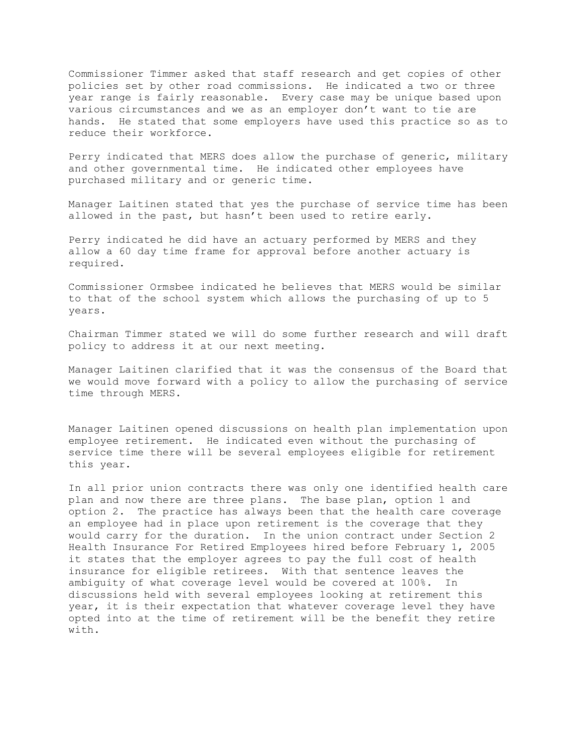Commissioner Timmer asked that staff research and get copies of other policies set by other road commissions. He indicated a two or three year range is fairly reasonable. Every case may be unique based upon various circumstances and we as an employer don't want to tie are hands. He stated that some employers have used this practice so as to reduce their workforce.

Perry indicated that MERS does allow the purchase of generic, military and other governmental time. He indicated other employees have purchased military and or generic time.

Manager Laitinen stated that yes the purchase of service time has been allowed in the past, but hasn't been used to retire early.

Perry indicated he did have an actuary performed by MERS and they allow a 60 day time frame for approval before another actuary is required.

Commissioner Ormsbee indicated he believes that MERS would be similar to that of the school system which allows the purchasing of up to 5 years.

Chairman Timmer stated we will do some further research and will draft policy to address it at our next meeting.

Manager Laitinen clarified that it was the consensus of the Board that we would move forward with a policy to allow the purchasing of service time through MERS.

Manager Laitinen opened discussions on health plan implementation upon employee retirement. He indicated even without the purchasing of service time there will be several employees eligible for retirement this year.

In all prior union contracts there was only one identified health care plan and now there are three plans. The base plan, option 1 and option 2. The practice has always been that the health care coverage an employee had in place upon retirement is the coverage that they would carry for the duration. In the union contract under Section 2 Health Insurance For Retired Employees hired before February 1, 2005 it states that the employer agrees to pay the full cost of health insurance for eligible retirees. With that sentence leaves the ambiguity of what coverage level would be covered at 100%. In discussions held with several employees looking at retirement this year, it is their expectation that whatever coverage level they have opted into at the time of retirement will be the benefit they retire with.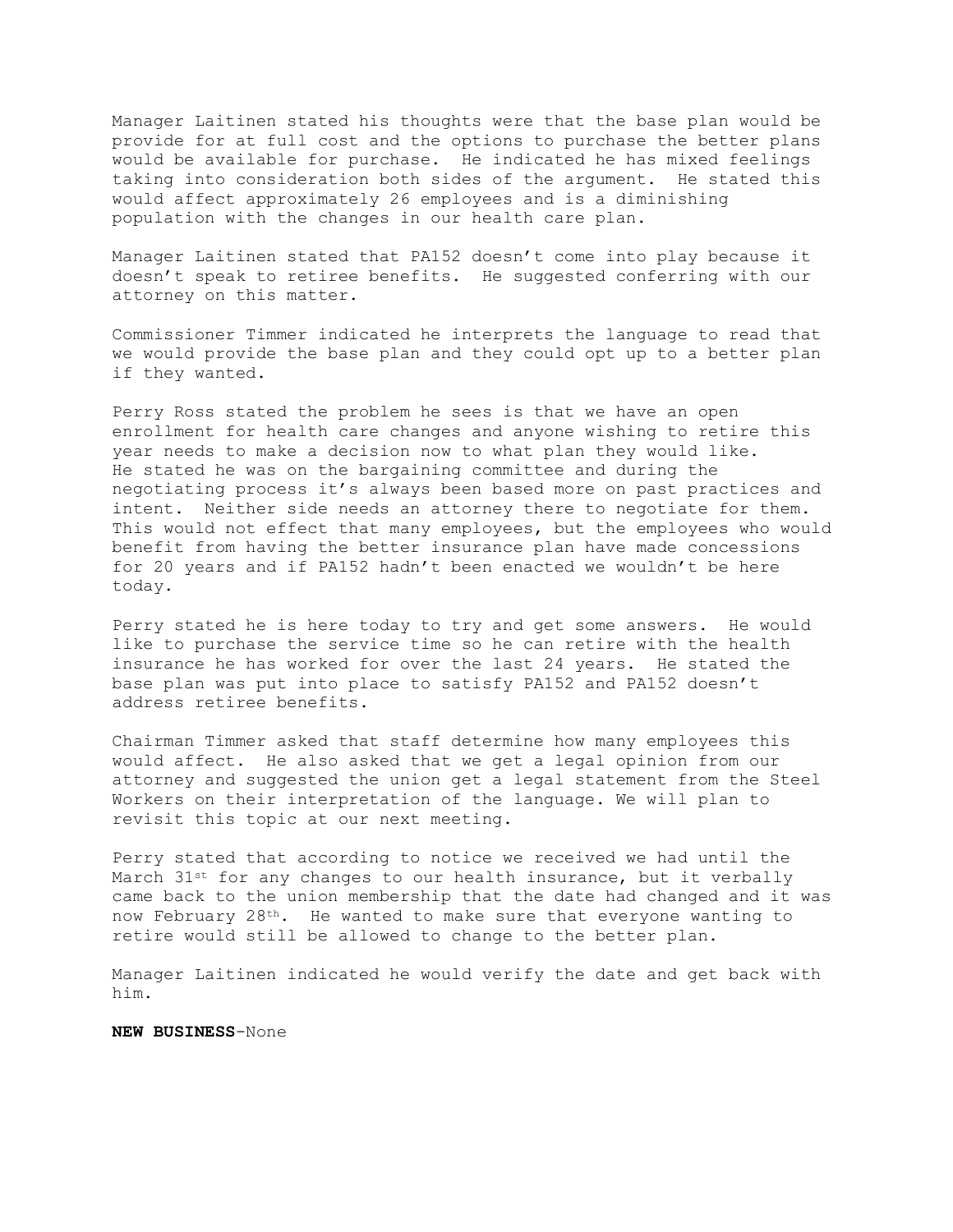Manager Laitinen stated his thoughts were that the base plan would be provide for at full cost and the options to purchase the better plans would be available for purchase. He indicated he has mixed feelings taking into consideration both sides of the argument. He stated this would affect approximately 26 employees and is a diminishing population with the changes in our health care plan.

Manager Laitinen stated that PA152 doesn't come into play because it doesn't speak to retiree benefits. He suggested conferring with our attorney on this matter.

Commissioner Timmer indicated he interprets the language to read that we would provide the base plan and they could opt up to a better plan if they wanted.

Perry Ross stated the problem he sees is that we have an open enrollment for health care changes and anyone wishing to retire this year needs to make a decision now to what plan they would like. He stated he was on the bargaining committee and during the negotiating process it's always been based more on past practices and intent. Neither side needs an attorney there to negotiate for them. This would not effect that many employees, but the employees who would benefit from having the better insurance plan have made concessions for 20 years and if PA152 hadn't been enacted we wouldn't be here today.

Perry stated he is here today to try and get some answers. He would like to purchase the service time so he can retire with the health insurance he has worked for over the last 24 years. He stated the base plan was put into place to satisfy PA152 and PA152 doesn't address retiree benefits.

Chairman Timmer asked that staff determine how many employees this would affect. He also asked that we get a legal opinion from our attorney and suggested the union get a legal statement from the Steel Workers on their interpretation of the language. We will plan to revisit this topic at our next meeting.

Perry stated that according to notice we received we had until the March 31st for any changes to our health insurance, but it verbally came back to the union membership that the date had changed and it was now February 28th. He wanted to make sure that everyone wanting to retire would still be allowed to change to the better plan.

Manager Laitinen indicated he would verify the date and get back with him.

**NEW BUSINESS**-None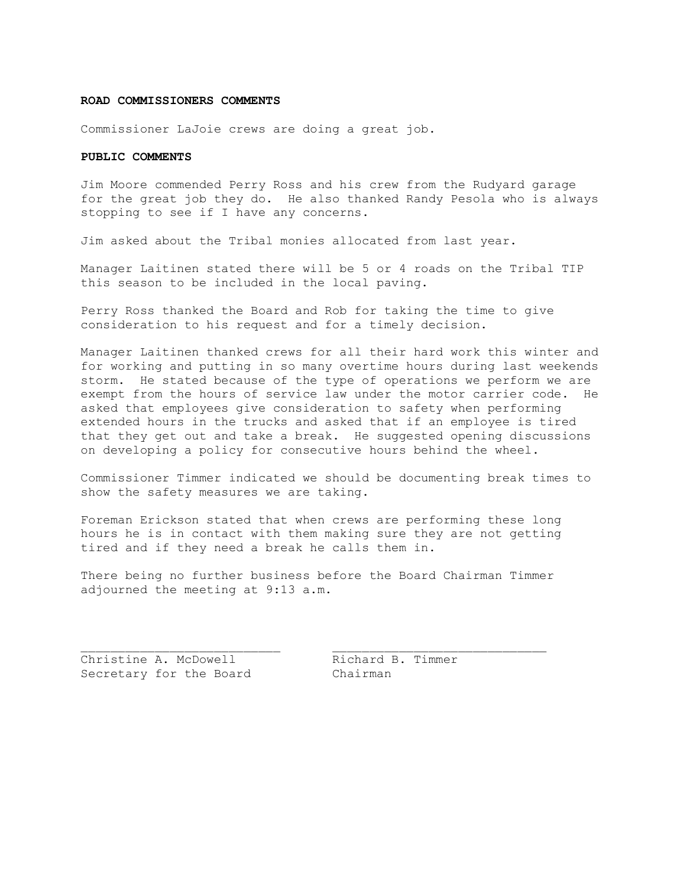**ROAD COMMISSIONERS COMMENTS**

Commissioner LaJoie crews are doing a great job.

**PUBLIC COMMENTS**

Jim Moore commended Perry Ross and his crew from the Rudyard garage for the great job they do. He also thanked Randy Pesola who is always stopping to see if I have any concerns.

Jim asked about the Tribal monies allocated from last year.

Manager Laitinen stated there will be 5 or 4 roads on the Tribal TIP this season to be included in the local paving.

Perry Ross thanked the Board and Rob for taking the time to give consideration to his request and for a timely decision.

Manager Laitinen thanked crews for all their hard work this winter and for working and putting in so many overtime hours during last weekends storm. He stated because of the type of operations we perform we are exempt from the hours of service law under the motor carrier code. He asked that employees give consideration to safety when performing extended hours in the trucks and asked that if an employee is tired that they get out and take a break. He suggested opening discussions on developing a policy for consecutive hours behind the wheel.

Commissioner Timmer indicated we should be documenting break times to show the safety measures we are taking.

Foreman Erickson stated that when crews are performing these long hours he is in contact with them making sure they are not getting tired and if they need a break he calls them in.

There being no further business before the Board Chairman Timmer adjourned the meeting at 9:13 a.m.

| | |
|---|---|
| ___________________________ | ___________________________ |
| Christine A. McDowell | Richard B. Timmer |
| Secretary for the Board | Chairman |